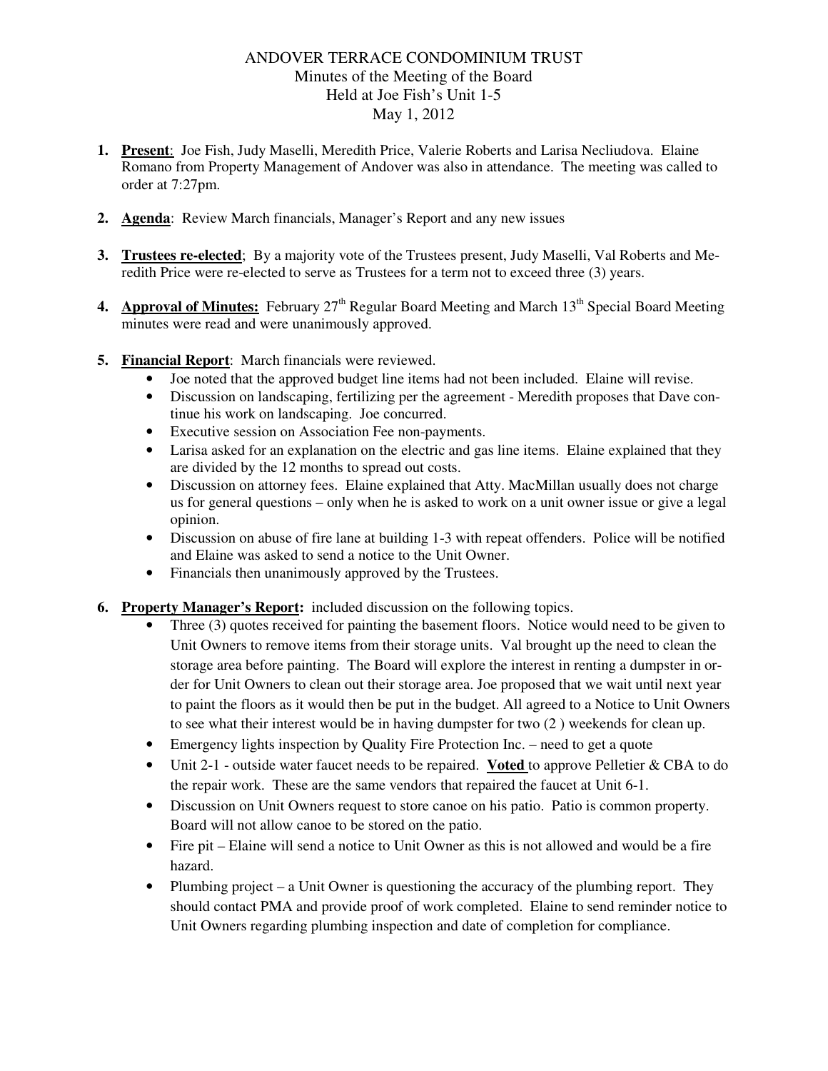# ANDOVER TERRACE CONDOMINIUM TRUST

Minutes of the Meeting of the Board
Held at Joe Fish's Unit 1-5
May 1, 2012

1. **<u>Present</u>**: Joe Fish, Judy Maselli, Meredith Price, Valerie Roberts and Larisa Necliudova. Elaine Romano from Property Management of Andover was also in attendance. The meeting was called to order at 7:27pm.

2. **<u>Agenda</u>**: Review March financials, Manager's Report and any new issues

3. **<u>Trustees re-elected</u>**; By a majority vote of the Trustees present, Judy Maselli, Val Roberts and Meredith Price were re-elected to serve as Trustees for a term not to exceed three (3) years.

4. **<u>Approval of Minutes:</u>** February 27th Regular Board Meeting and March 13th Special Board Meeting minutes were read and were unanimously approved.

5. **<u>Financial Report</u>**: March financials were reviewed.
   - Joe noted that the approved budget line items had not been included. Elaine will revise.
   - Discussion on landscaping, fertilizing per the agreement - Meredith proposes that Dave continue his work on landscaping. Joe concurred.
   - Executive session on Association Fee non-payments.
   - Larisa asked for an explanation on the electric and gas line items. Elaine explained that they are divided by the 12 months to spread out costs.
   - Discussion on attorney fees. Elaine explained that Atty. MacMillan usually does not charge us for general questions – only when he is asked to work on a unit owner issue or give a legal opinion.
   - Discussion on abuse of fire lane at building 1-3 with repeat offenders. Police will be notified and Elaine was asked to send a notice to the Unit Owner.
   - Financials then unanimously approved by the Trustees.

6. **<u>Property Manager's Report:</u>** included discussion on the following topics.
   - Three (3) quotes received for painting the basement floors. Notice would need to be given to Unit Owners to remove items from their storage units. Val brought up the need to clean the storage area before painting. The Board will explore the interest in renting a dumpster in order for Unit Owners to clean out their storage area. Joe proposed that we wait until next year to paint the floors as it would then be put in the budget. All agreed to a Notice to Unit Owners to see what their interest would be in having dumpster for two (2 ) weekends for clean up.
   - Emergency lights inspection by Quality Fire Protection Inc. – need to get a quote
   - Unit 2-1 - outside water faucet needs to be repaired. **<u>Voted</u>** to approve Pelletier & CBA to do the repair work. These are the same vendors that repaired the faucet at Unit 6-1.
   - Discussion on Unit Owners request to store canoe on his patio. Patio is common property. Board will not allow canoe to be stored on the patio.
   - Fire pit – Elaine will send a notice to Unit Owner as this is not allowed and would be a fire hazard.
   - Plumbing project – a Unit Owner is questioning the accuracy of the plumbing report. They should contact PMA and provide proof of work completed. Elaine to send reminder notice to Unit Owners regarding plumbing inspection and date of completion for compliance.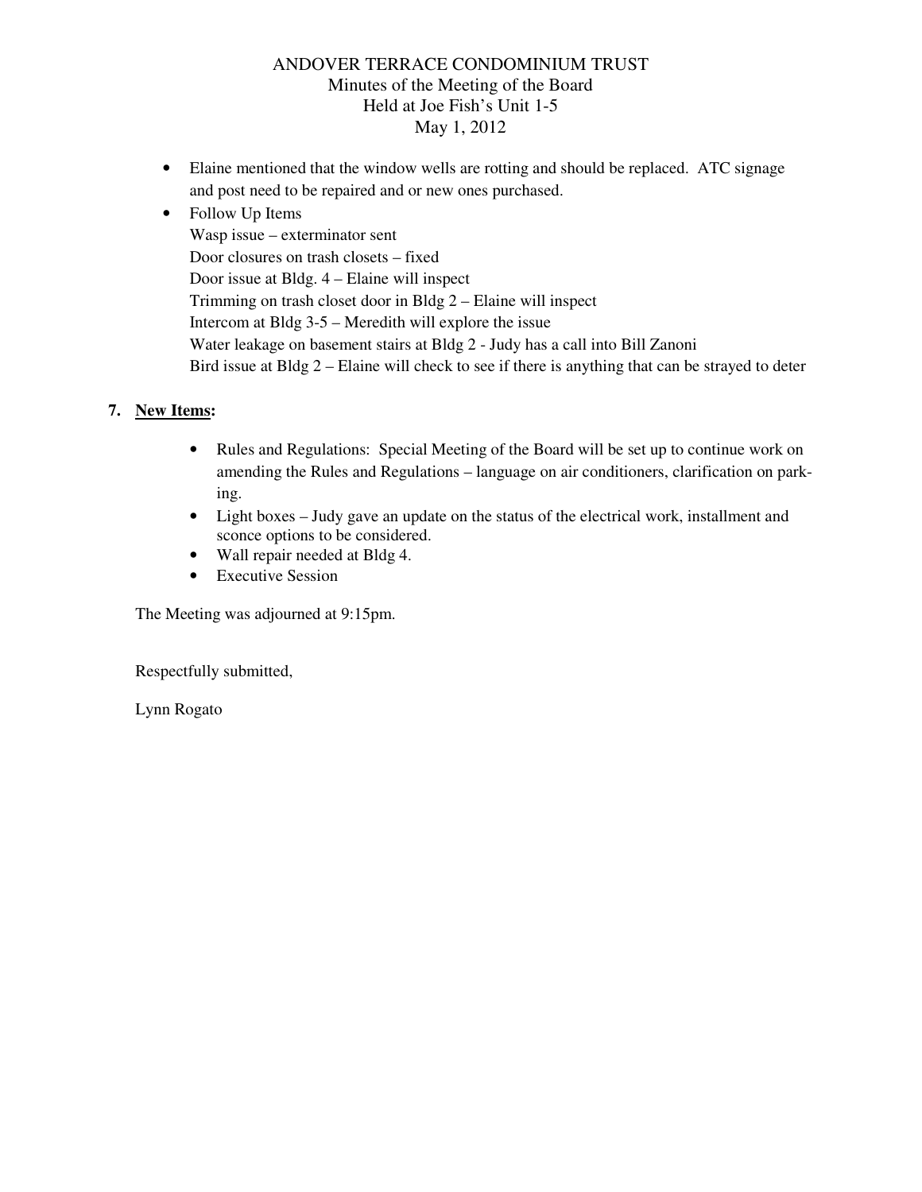ANDOVER TERRACE CONDOMINIUM TRUST
Minutes of the Meeting of the Board
Held at Joe Fish's Unit 1-5
May 1, 2012

- Elaine mentioned that the window wells are rotting and should be replaced. ATC signage and post need to be repaired and or new ones purchased.
- Follow Up Items
  Wasp issue – exterminator sent
  Door closures on trash closets – fixed
  Door issue at Bldg. 4 – Elaine will inspect
  Trimming on trash closet door in Bldg 2 – Elaine will inspect
  Intercom at Bldg 3-5 – Meredith will explore the issue
  Water leakage on basement stairs at Bldg 2 - Judy has a call into Bill Zanoni
  Bird issue at Bldg 2 – Elaine will check to see if there is anything that can be strayed to deter

7. **New Items:**

   - Rules and Regulations: Special Meeting of the Board will be set up to continue work on amending the Rules and Regulations – language on air conditioners, clarification on parking.
   - Light boxes – Judy gave an update on the status of the electrical work, installment and sconce options to be considered.
   - Wall repair needed at Bldg 4.
   - Executive Session

The Meeting was adjourned at 9:15pm.

Respectfully submitted,

Lynn Rogato